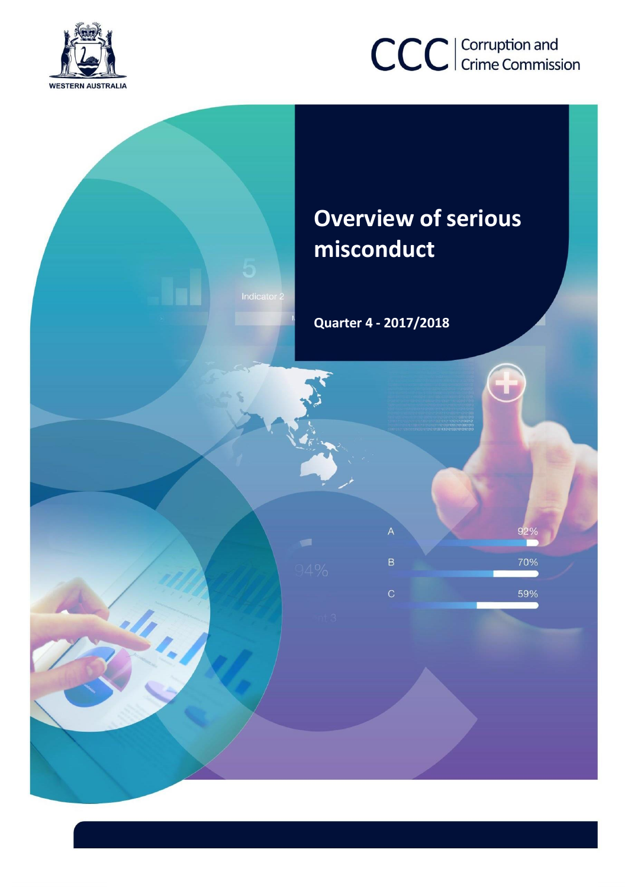WESTERN AUSTRALIA

CCC | Corruption and Crime Commission

# Overview of serious misconduct

**Quarter 4 - 2017/2018**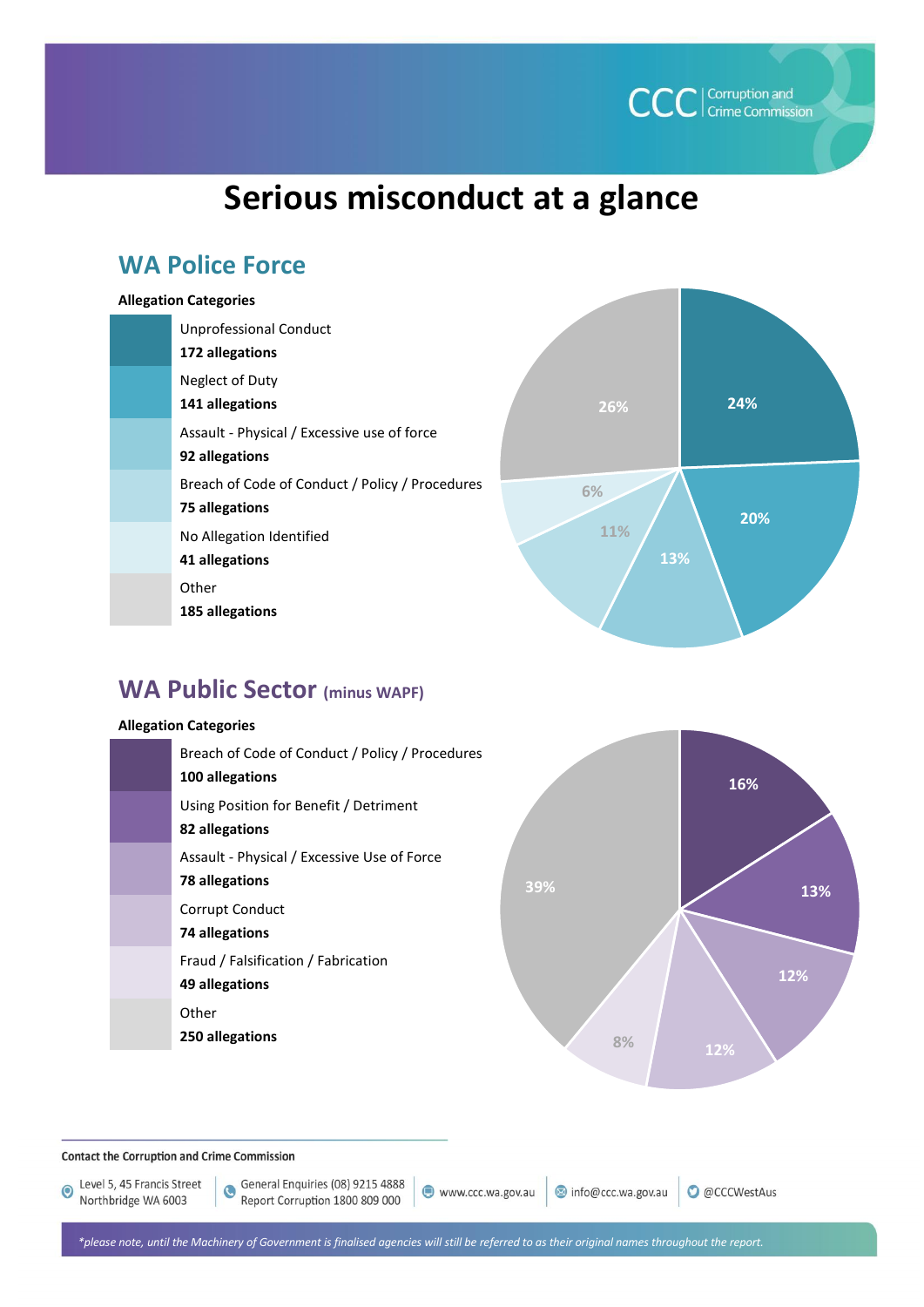# Serious misconduct at a glance

## WA Police Force

**Allegation Categories**

| Category | Allegations | Percentage |
|---|---|---|
| Unprofessional Conduct | **172 allegations** | 24% |
| Neglect of Duty | **141 allegations** | 20% |
| Assault - Physical / Excessive use of force | **92 allegations** | 13% |
| Breach of Code of Conduct / Policy / Procedures | **75 allegations** | 11% |
| No Allegation Identified | **41 allegations** | 6% |
| Other | **185 allegations** | 26% |

## WA Public Sector (minus WAPF)

**Allegation Categories**

| Category | Allegations | Percentage |
|---|---|---|
| Breach of Code of Conduct / Policy / Procedures | **100 allegations** | 16% |
| Using Position for Benefit / Detriment | **82 allegations** | 13% |
| Assault - Physical / Excessive Use of Force | **78 allegations** | 12% |
| Corrupt Conduct | **74 allegations** | 12% |
| Fraud / Falsification / Fabrication | **49 allegations** | 8% |
| Other | **250 allegations** | 39% |

**Contact the Corruption and Crime Commission**

Level 5, 45 Francis Street Northbridge WA 6003 | General Enquiries (08) 9215 4888 Report Corruption 1800 809 000 | www.ccc.wa.gov.au | info@ccc.wa.gov.au | @CCCWestAus

*\*please note, until the Machinery of Government is finalised agencies will still be referred to as their original names throughout the report.*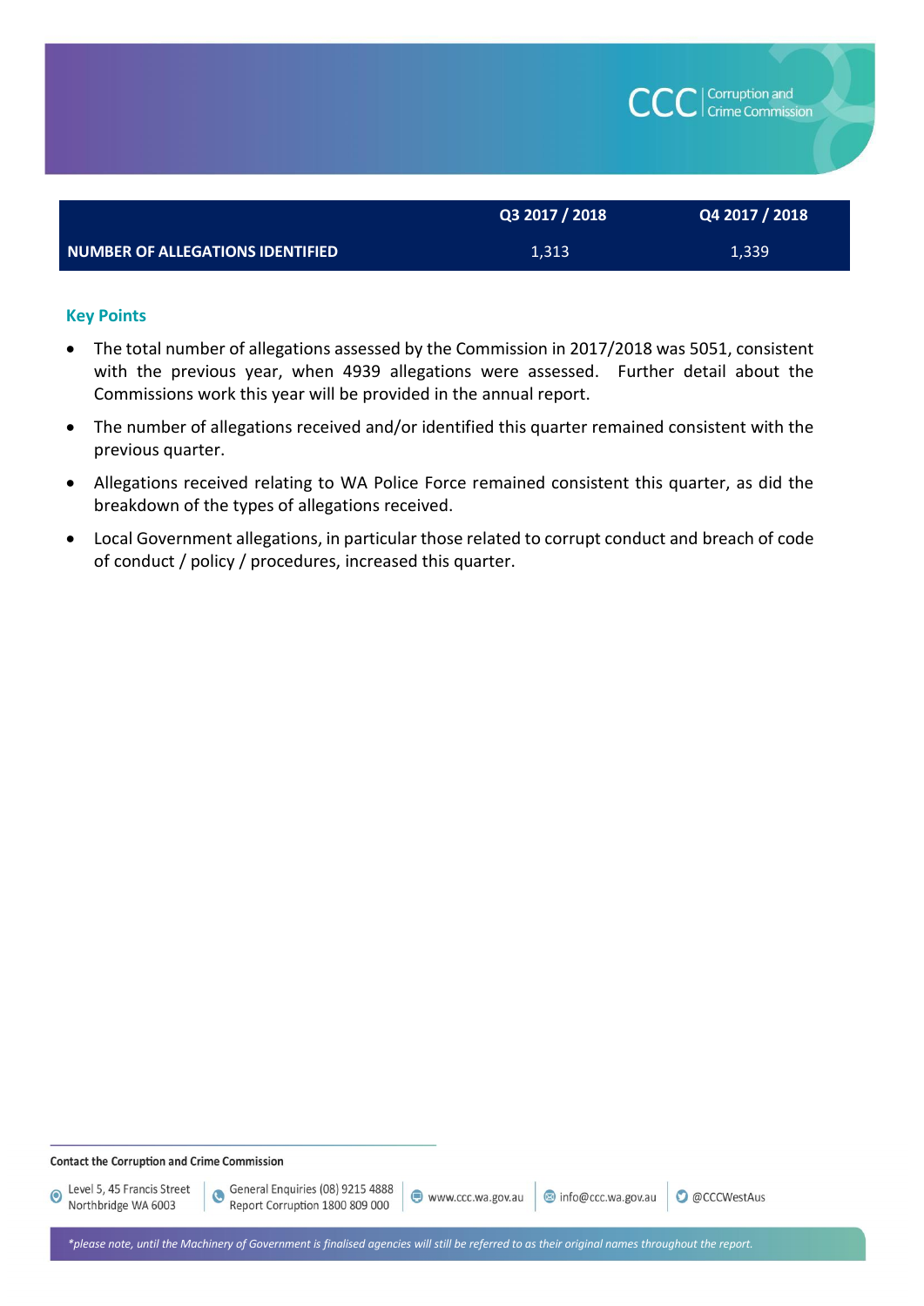| | Q3 2017 / 2018 | Q4 2017 / 2018 |
|---|---|---|
| NUMBER OF ALLEGATIONS IDENTIFIED | 1,313 | 1,339 |

### Key Points

- The total number of allegations assessed by the Commission in 2017/2018 was 5051, consistent with the previous year, when 4939 allegations were assessed. Further detail about the Commissions work this year will be provided in the annual report.
- The number of allegations received and/or identified this quarter remained consistent with the previous quarter.
- Allegations received relating to WA Police Force remained consistent this quarter, as did the breakdown of the types of allegations received.
- Local Government allegations, in particular those related to corrupt conduct and breach of code of conduct / policy / procedures, increased this quarter.

**Contact the Corruption and Crime Commission**

Level 5, 45 Francis Street Northbridge WA 6003 | General Enquiries (08) 9215 4888 Report Corruption 1800 809 000 | www.ccc.wa.gov.au | info@ccc.wa.gov.au | @CCCWestAus

*\*please note, until the Machinery of Government is finalised agencies will still be referred to as their original names throughout the report.*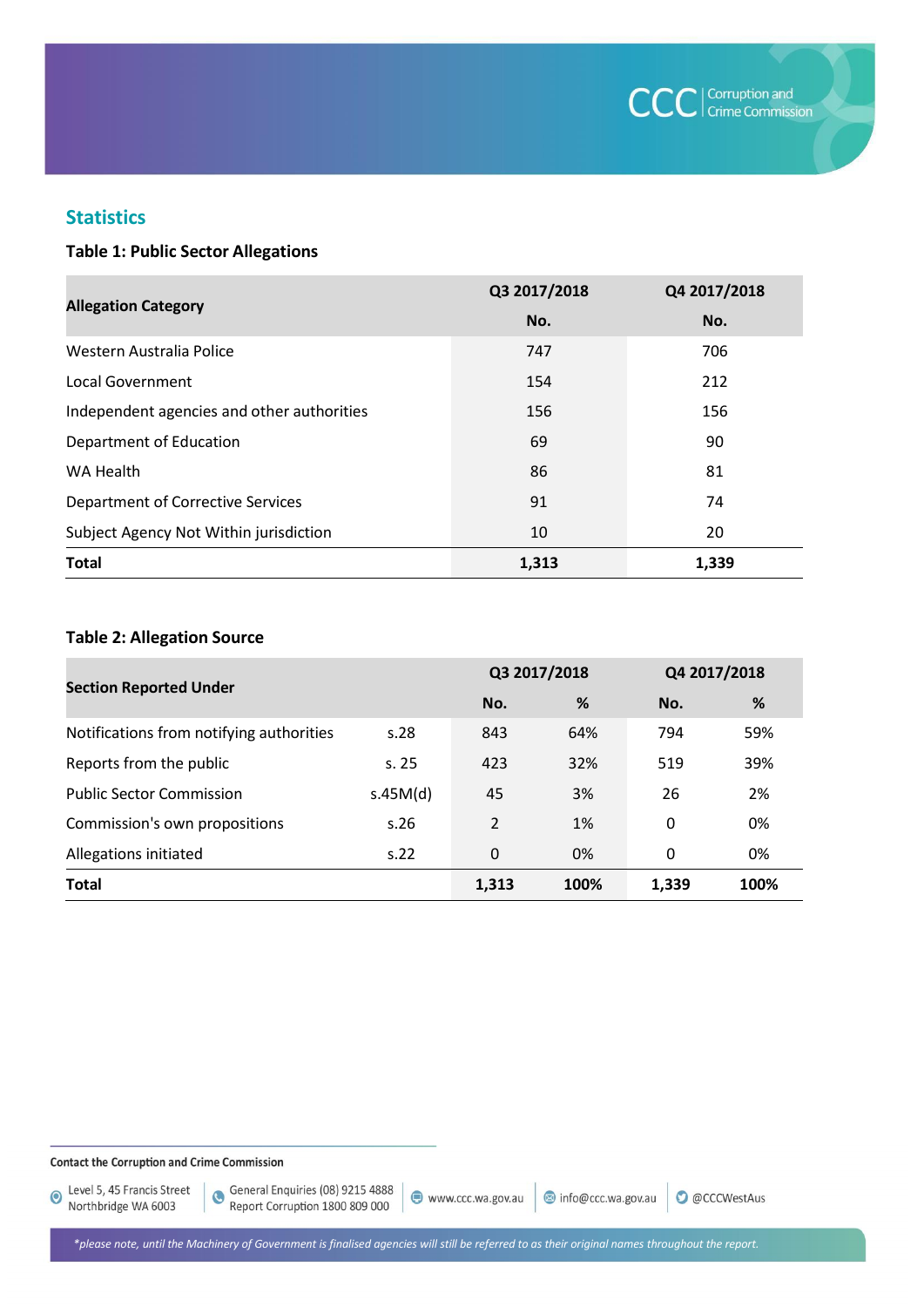## Statistics

### Table 1: Public Sector Allegations

| Allegation Category | Q3 2017/2018 | Q4 2017/2018 |
|---|---|---|
| | No. | No. |
| Western Australia Police | 747 | 706 |
| Local Government | 154 | 212 |
| Independent agencies and other authorities | 156 | 156 |
| Department of Education | 69 | 90 |
| WA Health | 86 | 81 |
| Department of Corrective Services | 91 | 74 |
| Subject Agency Not Within jurisdiction | 10 | 20 |
| **Total** | **1,313** | **1,339** |

### Table 2: Allegation Source

| Section Reported Under | | Q3 2017/2018 | | Q4 2017/2018 | |
|---|---|---|---|---|---|
| | | No. | % | No. | % |
| Notifications from notifying authorities | s.28 | 843 | 64% | 794 | 59% |
| Reports from the public | s. 25 | 423 | 32% | 519 | 39% |
| Public Sector Commission | s.45M(d) | 45 | 3% | 26 | 2% |
| Commission's own propositions | s.26 | 2 | 1% | 0 | 0% |
| Allegations initiated | s.22 | 0 | 0% | 0 | 0% |
| **Total** | | **1,313** | **100%** | **1,339** | **100%** |

**Contact the Corruption and Crime Commission**

Level 5, 45 Francis Street Northbridge WA 6003 | General Enquiries (08) 9215 4888 Report Corruption 1800 809 000 | www.ccc.wa.gov.au | info@ccc.wa.gov.au | @CCCWestAus

*\*please note, until the Machinery of Government is finalised agencies will still be referred to as their original names throughout the report.*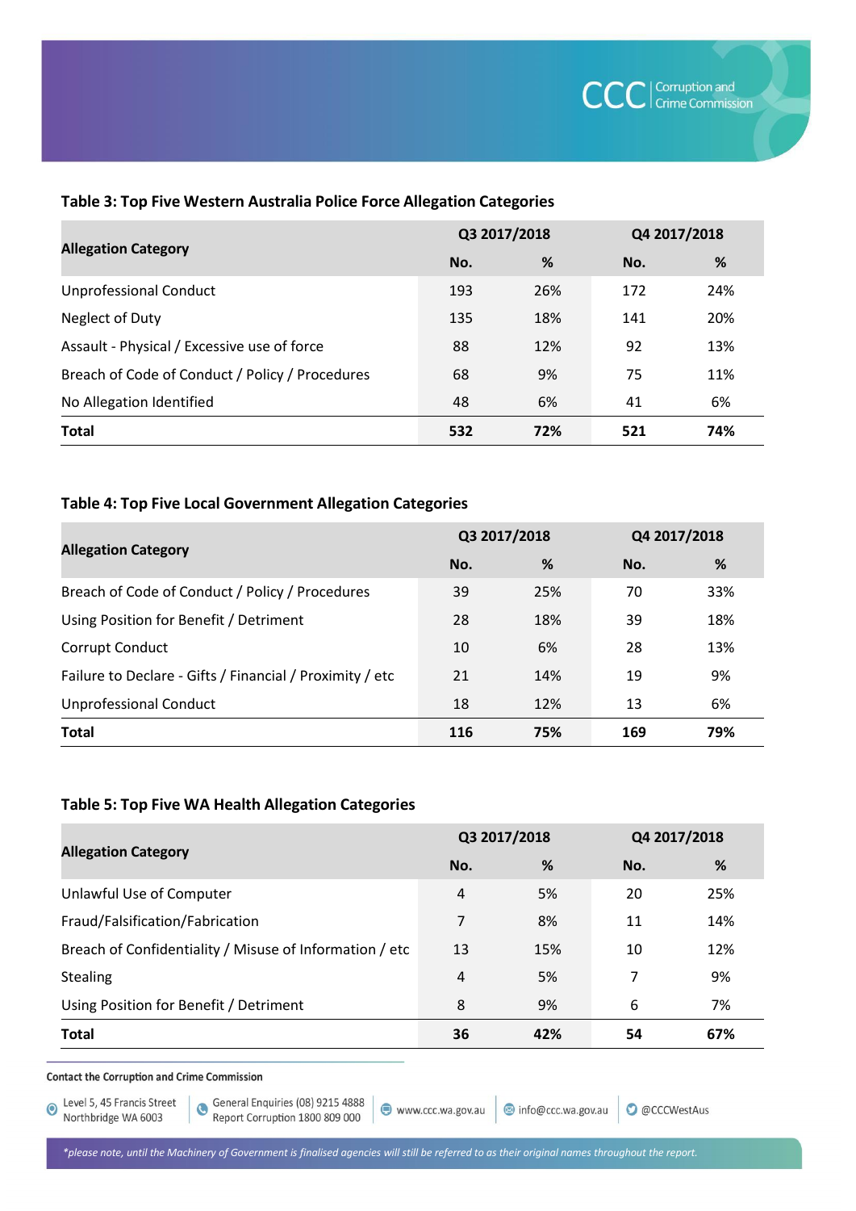### Table 3: Top Five Western Australia Police Force Allegation Categories

| Allegation Category | Q3 2017/2018 | | Q4 2017/2018 | |
|---|---|---|---|---|
| | No. | % | No. | % |
| Unprofessional Conduct | 193 | 26% | 172 | 24% |
| Neglect of Duty | 135 | 18% | 141 | 20% |
| Assault - Physical / Excessive use of force | 88 | 12% | 92 | 13% |
| Breach of Code of Conduct / Policy / Procedures | 68 | 9% | 75 | 11% |
| No Allegation Identified | 48 | 6% | 41 | 6% |
| **Total** | **532** | **72%** | **521** | **74%** |

### Table 4: Top Five Local Government Allegation Categories

| Allegation Category | Q3 2017/2018 | | Q4 2017/2018 | |
|---|---|---|---|---|
| | No. | % | No. | % |
| Breach of Code of Conduct / Policy / Procedures | 39 | 25% | 70 | 33% |
| Using Position for Benefit / Detriment | 28 | 18% | 39 | 18% |
| Corrupt Conduct | 10 | 6% | 28 | 13% |
| Failure to Declare - Gifts / Financial / Proximity / etc | 21 | 14% | 19 | 9% |
| Unprofessional Conduct | 18 | 12% | 13 | 6% |
| **Total** | **116** | **75%** | **169** | **79%** |

### Table 5: Top Five WA Health Allegation Categories

| Allegation Category | Q3 2017/2018 | | Q4 2017/2018 | |
|---|---|---|---|---|
| | No. | % | No. | % |
| Unlawful Use of Computer | 4 | 5% | 20 | 25% |
| Fraud/Falsification/Fabrication | 7 | 8% | 11 | 14% |
| Breach of Confidentiality / Misuse of Information / etc | 13 | 15% | 10 | 12% |
| Stealing | 4 | 5% | 7 | 9% |
| Using Position for Benefit / Detriment | 8 | 9% | 6 | 7% |
| **Total** | **36** | **42%** | **54** | **67%** |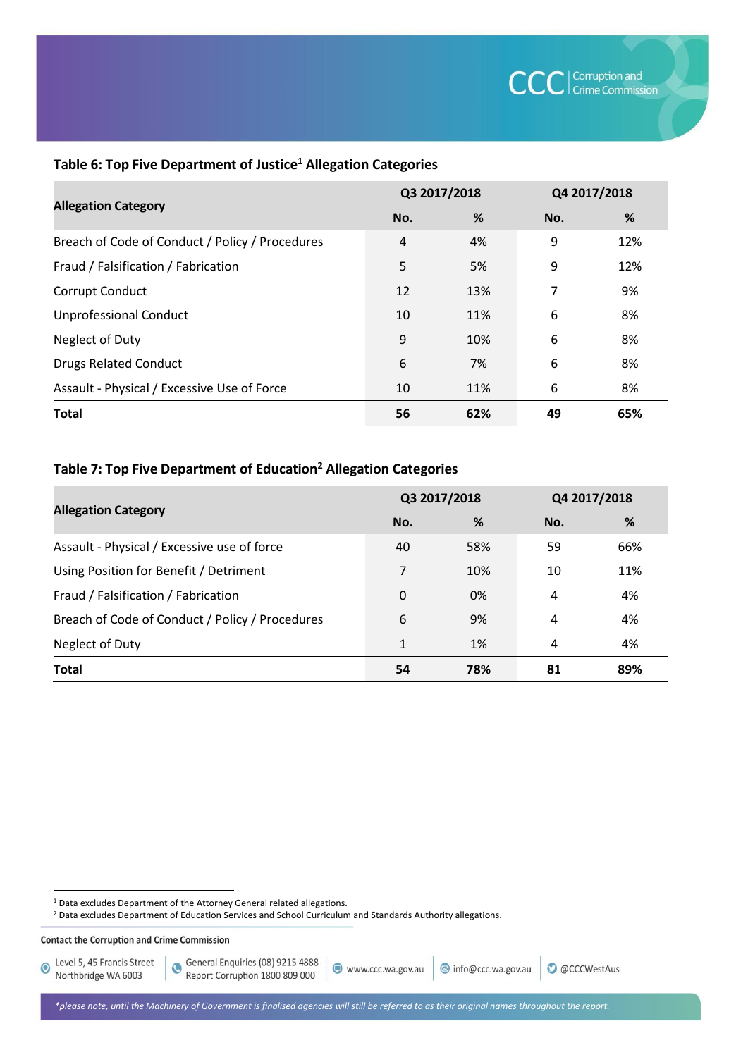### Table 6: Top Five Department of Justice[1] Allegation Categories

| Allegation Category | Q3 2017/2018 | | Q4 2017/2018 | |
|---|---|---|---|---|
| | No. | % | No. | % |
| Breach of Code of Conduct / Policy / Procedures | 4 | 4% | 9 | 12% |
| Fraud / Falsification / Fabrication | 5 | 5% | 9 | 12% |
| Corrupt Conduct | 12 | 13% | 7 | 9% |
| Unprofessional Conduct | 10 | 11% | 6 | 8% |
| Neglect of Duty | 9 | 10% | 6 | 8% |
| Drugs Related Conduct | 6 | 7% | 6 | 8% |
| Assault - Physical / Excessive Use of Force | 10 | 11% | 6 | 8% |
| **Total** | **56** | **62%** | **49** | **65%** |

### Table 7: Top Five Department of Education[2] Allegation Categories

| Allegation Category | Q3 2017/2018 | | Q4 2017/2018 | |
|---|---|---|---|---|
| | No. | % | No. | % |
| Assault - Physical / Excessive use of force | 40 | 58% | 59 | 66% |
| Using Position for Benefit / Detriment | 7 | 10% | 10 | 11% |
| Fraud / Falsification / Fabrication | 0 | 0% | 4 | 4% |
| Breach of Code of Conduct / Policy / Procedures | 6 | 9% | 4 | 4% |
| Neglect of Duty | 1 | 1% | 4 | 4% |
| **Total** | **54** | **78%** | **81** | **89%** |

[1] Data excludes Department of the Attorney General related allegations.
[2] Data excludes Department of Education Services and School Curriculum and Standards Authority allegations.

**Contact the Corruption and Crime Commission**

Level 5, 45 Francis Street Northbridge WA 6003 | General Enquiries (08) 9215 4888 Report Corruption 1800 809 000 | www.ccc.wa.gov.au | info@ccc.wa.gov.au | @CCCWestAus

*please note, until the Machinery of Government is finalised agencies will still be referred to as their original names throughout the report.*